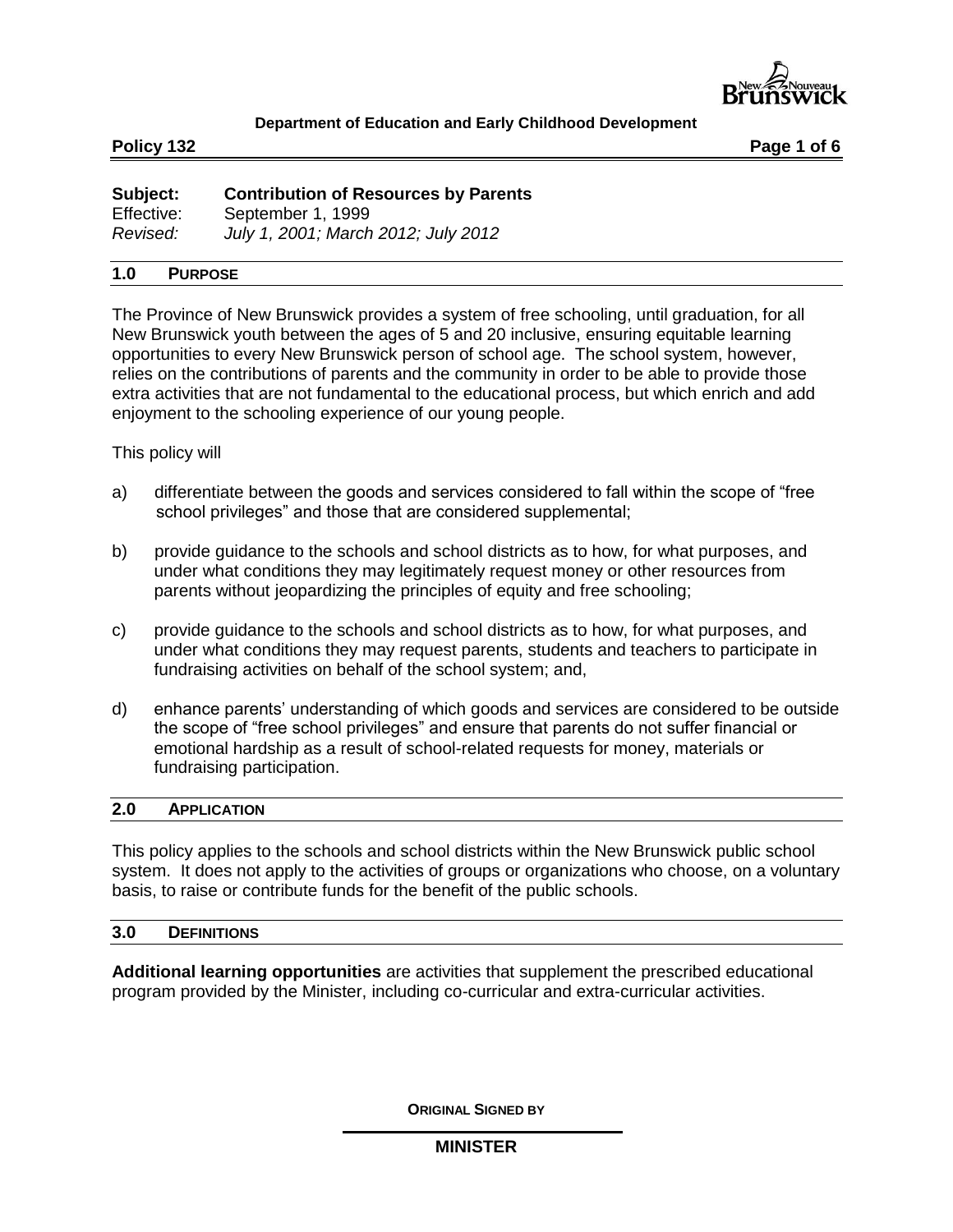**Department of Education and Early Childhood Development**

**Policy 132**

| | |
|---|---|
| **Subject:** | **Contribution of Resources by Parents** |
| Effective: | September 1, 1999 |
| *Revised:* | *July 1, 2001; March 2012; July 2012* |

## 1.0 PURPOSE

The Province of New Brunswick provides a system of free schooling, until graduation, for all New Brunswick youth between the ages of 5 and 20 inclusive, ensuring equitable learning opportunities to every New Brunswick person of school age. The school system, however, relies on the contributions of parents and the community in order to be able to provide those extra activities that are not fundamental to the educational process, but which enrich and add enjoyment to the schooling experience of our young people.

This policy will

a) differentiate between the goods and services considered to fall within the scope of "free school privileges" and those that are considered supplemental;

b) provide guidance to the schools and school districts as to how, for what purposes, and under what conditions they may legitimately request money or other resources from parents without jeopardizing the principles of equity and free schooling;

c) provide guidance to the schools and school districts as to how, for what purposes, and under what conditions they may request parents, students and teachers to participate in fundraising activities on behalf of the school system; and,

d) enhance parents' understanding of which goods and services are considered to be outside the scope of "free school privileges" and ensure that parents do not suffer financial or emotional hardship as a result of school-related requests for money, materials or fundraising participation.

## 2.0 APPLICATION

This policy applies to the schools and school districts within the New Brunswick public school system. It does not apply to the activities of groups or organizations who choose, on a voluntary basis, to raise or contribute funds for the benefit of the public schools.

## 3.0 DEFINITIONS

**Additional learning opportunities** are activities that supplement the prescribed educational program provided by the Minister, including co-curricular and extra-curricular activities.

**ORIGINAL SIGNED BY**

**MINISTER**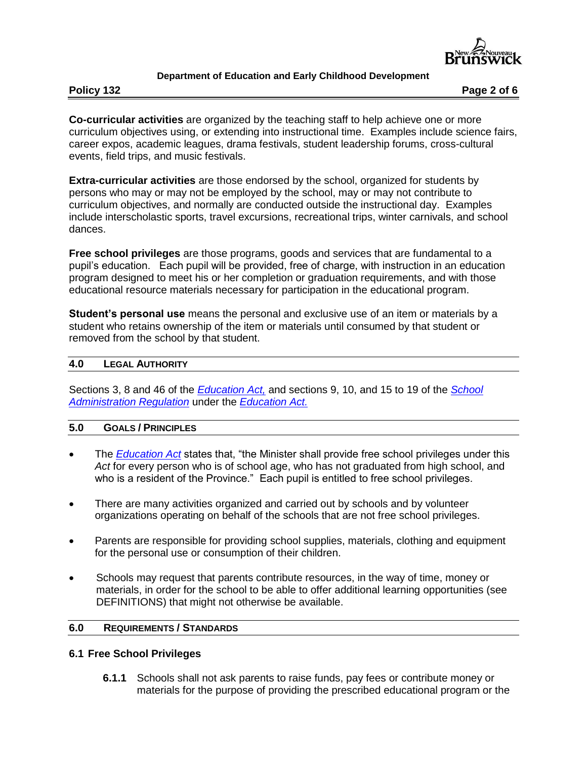**Co-curricular activities** are organized by the teaching staff to help achieve one or more curriculum objectives using, or extending into instructional time. Examples include science fairs, career expos, academic leagues, drama festivals, student leadership forums, cross-cultural events, field trips, and music festivals.

**Extra-curricular activities** are those endorsed by the school, organized for students by persons who may or may not be employed by the school, may or may not contribute to curriculum objectives, and normally are conducted outside the instructional day. Examples include interscholastic sports, travel excursions, recreational trips, winter carnivals, and school dances.

**Free school privileges** are those programs, goods and services that are fundamental to a pupil's education. Each pupil will be provided, free of charge, with instruction in an education program designed to meet his or her completion or graduation requirements, and with those educational resource materials necessary for participation in the educational program.

**Student's personal use** means the personal and exclusive use of an item or materials by a student who retains ownership of the item or materials until consumed by that student or removed from the school by that student.

## 4.0 LEGAL AUTHORITY

Sections 3, 8 and 46 of the *Education Act,* and sections 9, 10, and 15 to 19 of the *School Administration Regulation* under the *Education Act.*

## 5.0 GOALS / PRINCIPLES

- The *Education Act* states that, "the Minister shall provide free school privileges under this *Act* for every person who is of school age, who has not graduated from high school, and who is a resident of the Province." Each pupil is entitled to free school privileges.
- There are many activities organized and carried out by schools and by volunteer organizations operating on behalf of the schools that are not free school privileges.
- Parents are responsible for providing school supplies, materials, clothing and equipment for the personal use or consumption of their children.
- Schools may request that parents contribute resources, in the way of time, money or materials, in order for the school to be able to offer additional learning opportunities (see DEFINITIONS) that might not otherwise be available.

## 6.0 REQUIREMENTS / STANDARDS

### 6.1 Free School Privileges

**6.1.1** Schools shall not ask parents to raise funds, pay fees or contribute money or materials for the purpose of providing the prescribed educational program or the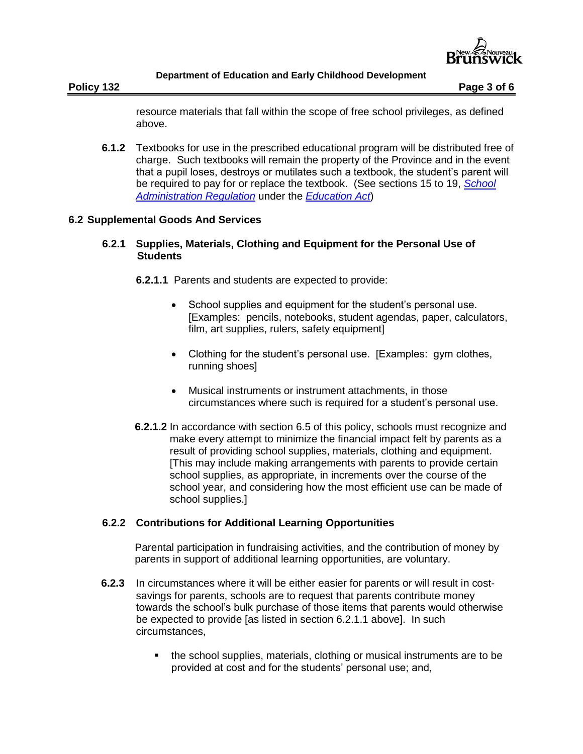resource materials that fall within the scope of free school privileges, as defined above.

**6.1.2** Textbooks for use in the prescribed educational program will be distributed free of charge. Such textbooks will remain the property of the Province and in the event that a pupil loses, destroys or mutilates such a textbook, the student's parent will be required to pay for or replace the textbook. (See sections 15 to 19, *School Administration Regulation* under the *Education Act*)

## 6.2 Supplemental Goods And Services

### 6.2.1 Supplies, Materials, Clothing and Equipment for the Personal Use of Students

**6.2.1.1** Parents and students are expected to provide:

- School supplies and equipment for the student's personal use. [Examples: pencils, notebooks, student agendas, paper, calculators, film, art supplies, rulers, safety equipment]
- Clothing for the student's personal use. [Examples: gym clothes, running shoes]
- Musical instruments or instrument attachments, in those circumstances where such is required for a student's personal use.

**6.2.1.2** In accordance with section 6.5 of this policy, schools must recognize and make every attempt to minimize the financial impact felt by parents as a result of providing school supplies, materials, clothing and equipment. [This may include making arrangements with parents to provide certain school supplies, as appropriate, in increments over the course of the school year, and considering how the most efficient use can be made of school supplies.]

### 6.2.2 Contributions for Additional Learning Opportunities

Parental participation in fundraising activities, and the contribution of money by parents in support of additional learning opportunities, are voluntary.

**6.2.3** In circumstances where it will be either easier for parents or will result in cost-savings for parents, schools are to request that parents contribute money towards the school's bulk purchase of those items that parents would otherwise be expected to provide [as listed in section 6.2.1.1 above]. In such circumstances,

- the school supplies, materials, clothing or musical instruments are to be provided at cost and for the students' personal use; and,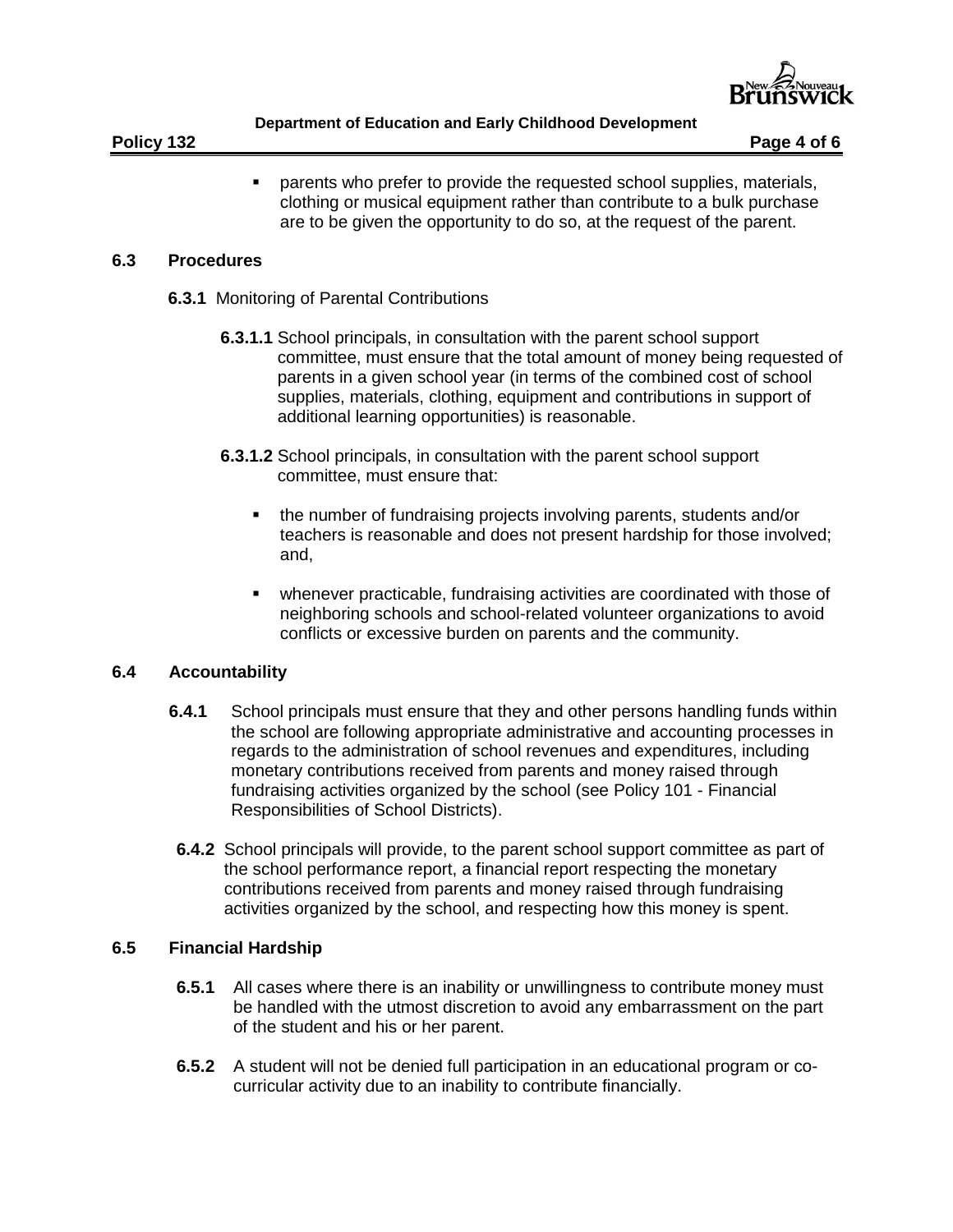- parents who prefer to provide the requested school supplies, materials, clothing or musical equipment rather than contribute to a bulk purchase are to be given the opportunity to do so, at the request of the parent.

## 6.3 Procedures

**6.3.1** Monitoring of Parental Contributions

**6.3.1.1** School principals, in consultation with the parent school support committee, must ensure that the total amount of money being requested of parents in a given school year (in terms of the combined cost of school supplies, materials, clothing, equipment and contributions in support of additional learning opportunities) is reasonable.

**6.3.1.2** School principals, in consultation with the parent school support committee, must ensure that:

- the number of fundraising projects involving parents, students and/or teachers is reasonable and does not present hardship for those involved; and,
- whenever practicable, fundraising activities are coordinated with those of neighboring schools and school-related volunteer organizations to avoid conflicts or excessive burden on parents and the community.

## 6.4 Accountability

**6.4.1** School principals must ensure that they and other persons handling funds within the school are following appropriate administrative and accounting processes in regards to the administration of school revenues and expenditures, including monetary contributions received from parents and money raised through fundraising activities organized by the school (see Policy 101 - Financial Responsibilities of School Districts).

**6.4.2** School principals will provide, to the parent school support committee as part of the school performance report, a financial report respecting the monetary contributions received from parents and money raised through fundraising activities organized by the school, and respecting how this money is spent.

## 6.5 Financial Hardship

**6.5.1** All cases where there is an inability or unwillingness to contribute money must be handled with the utmost discretion to avoid any embarrassment on the part of the student and his or her parent.

**6.5.2** A student will not be denied full participation in an educational program or co-curricular activity due to an inability to contribute financially.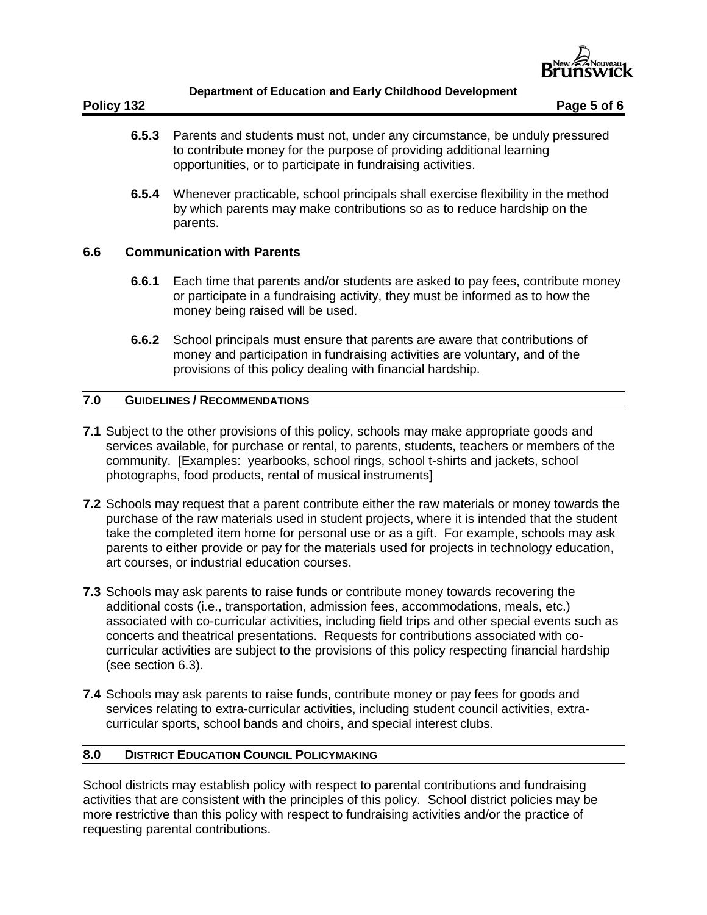**6.5.3** Parents and students must not, under any circumstance, be unduly pressured to contribute money for the purpose of providing additional learning opportunities, or to participate in fundraising activities.

**6.5.4** Whenever practicable, school principals shall exercise flexibility in the method by which parents may make contributions so as to reduce hardship on the parents.

### 6.6 Communication with Parents

**6.6.1** Each time that parents and/or students are asked to pay fees, contribute money or participate in a fundraising activity, they must be informed as to how the money being raised will be used.

**6.6.2** School principals must ensure that parents are aware that contributions of money and participation in fundraising activities are voluntary, and of the provisions of this policy dealing with financial hardship.

## 7.0 GUIDELINES / RECOMMENDATIONS

**7.1** Subject to the other provisions of this policy, schools may make appropriate goods and services available, for purchase or rental, to parents, students, teachers or members of the community. [Examples: yearbooks, school rings, school t-shirts and jackets, school photographs, food products, rental of musical instruments]

**7.2** Schools may request that a parent contribute either the raw materials or money towards the purchase of the raw materials used in student projects, where it is intended that the student take the completed item home for personal use or as a gift. For example, schools may ask parents to either provide or pay for the materials used for projects in technology education, art courses, or industrial education courses.

**7.3** Schools may ask parents to raise funds or contribute money towards recovering the additional costs (i.e., transportation, admission fees, accommodations, meals, etc.) associated with co-curricular activities, including field trips and other special events such as concerts and theatrical presentations. Requests for contributions associated with co-curricular activities are subject to the provisions of this policy respecting financial hardship (see section 6.3).

**7.4** Schools may ask parents to raise funds, contribute money or pay fees for goods and services relating to extra-curricular activities, including student council activities, extra-curricular sports, school bands and choirs, and special interest clubs.

## 8.0 DISTRICT EDUCATION COUNCIL POLICYMAKING

School districts may establish policy with respect to parental contributions and fundraising activities that are consistent with the principles of this policy. School district policies may be more restrictive than this policy with respect to fundraising activities and/or the practice of requesting parental contributions.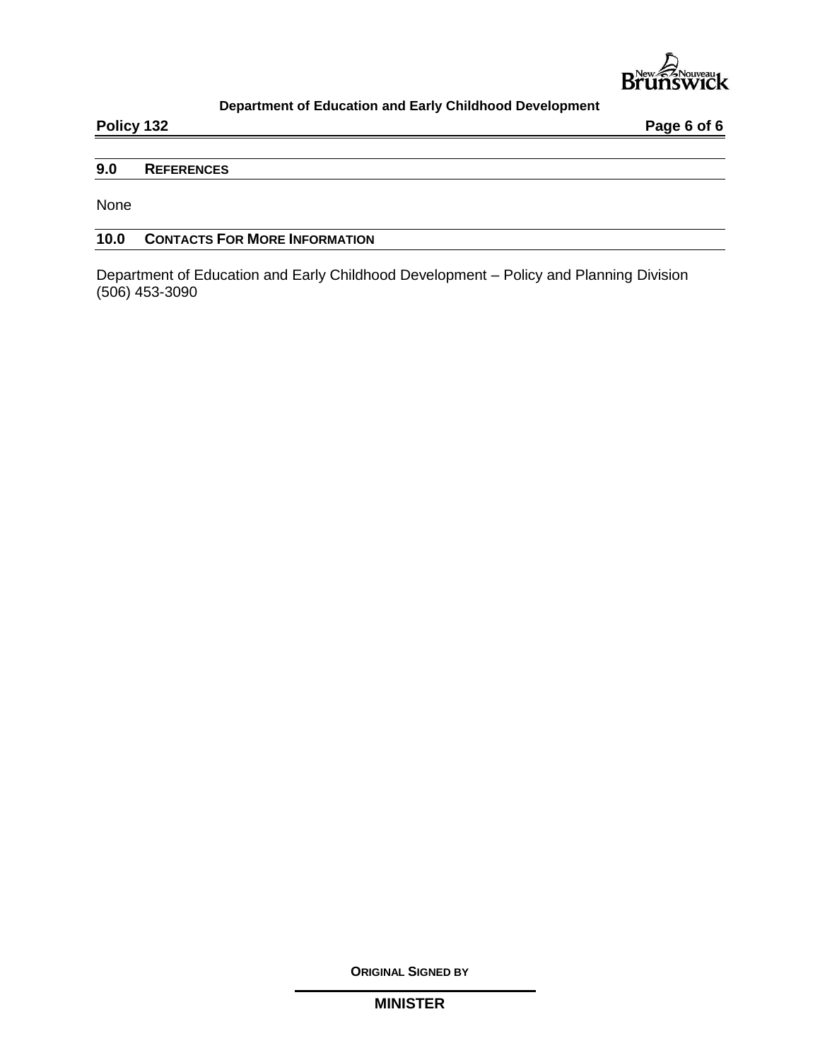## 9.0 REFERENCES

None

## 10.0 CONTACTS FOR MORE INFORMATION

Department of Education and Early Childhood Development – Policy and Planning Division
(506) 453-3090

**ORIGINAL SIGNED BY**

**MINISTER**